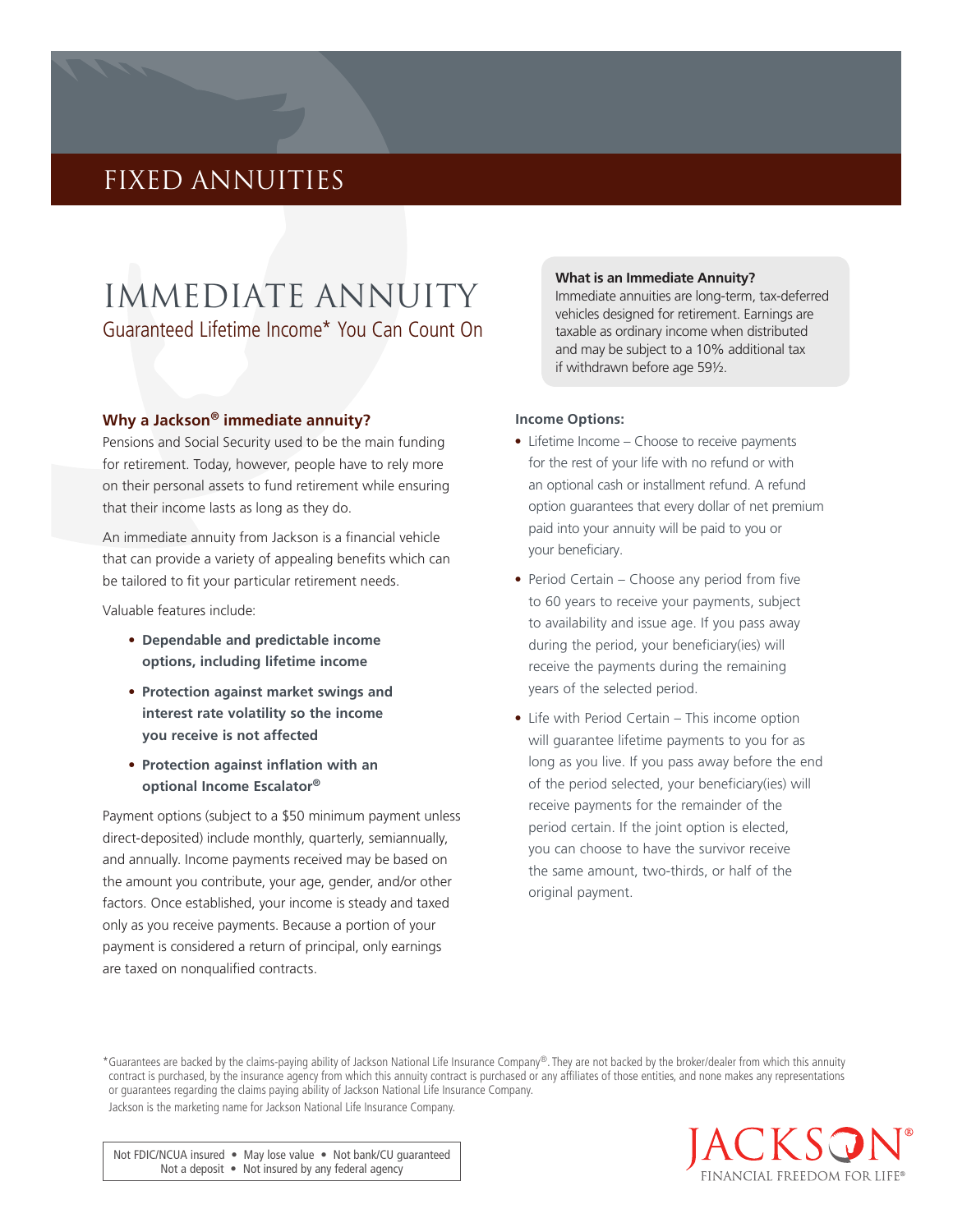# FIXED ANNUITIES

# IMMEDIATE ANNUITY

## Guaranteed Lifetime Income* You Can Count On

### Why a Jackson® immediate annuity?

Pensions and Social Security used to be the main funding for retirement. Today, however, people have to rely more on their personal assets to fund retirement while ensuring that their income lasts as long as they do.

An immediate annuity from Jackson is a financial vehicle that can provide a variety of appealing benefits which can be tailored to fit your particular retirement needs.

Valuable features include:

- **Dependable and predictable income options, including lifetime income**
- **Protection against market swings and interest rate volatility so the income you receive is not affected**
- **Protection against inflation with an optional Income Escalator®**

Payment options (subject to a $50 minimum payment unless direct-deposited) include monthly, quarterly, semiannually, and annually. Income payments received may be based on the amount you contribute, your age, gender, and/or other factors. Once established, your income is steady and taxed only as you receive payments. Because a portion of your payment is considered a return of principal, only earnings are taxed on nonqualified contracts.

**What is an Immediate Annuity?**
Immediate annuities are long-term, tax-deferred vehicles designed for retirement. Earnings are taxable as ordinary income when distributed and may be subject to a 10% additional tax if withdrawn before age 59½.

**Income Options:**

- Lifetime Income – Choose to receive payments for the rest of your life with no refund or with an optional cash or installment refund. A refund option guarantees that every dollar of net premium paid into your annuity will be paid to you or your beneficiary.
- Period Certain – Choose any period from five to 60 years to receive your payments, subject to availability and issue age. If you pass away during the period, your beneficiary(ies) will receive the payments during the remaining years of the selected period.
- Life with Period Certain – This income option will guarantee lifetime payments to you for as long as you live. If you pass away before the end of the period selected, your beneficiary(ies) will receive payments for the remainder of the period certain. If the joint option is elected, you can choose to have the survivor receive the same amount, two-thirds, or half of the original payment.

*Guarantees are backed by the claims-paying ability of Jackson National Life Insurance Company®. They are not backed by the broker/dealer from which this annuity contract is purchased, by the insurance agency from which this annuity contract is purchased or any affiliates of those entities, and none makes any representations or guarantees regarding the claims paying ability of Jackson National Life Insurance Company.

Jackson is the marketing name for Jackson National Life Insurance Company.

Not FDIC/NCUA insured • May lose value • Not bank/CU guaranteed
Not a deposit • Not insured by any federal agency

JACKSON®
FINANCIAL FREEDOM FOR LIFE®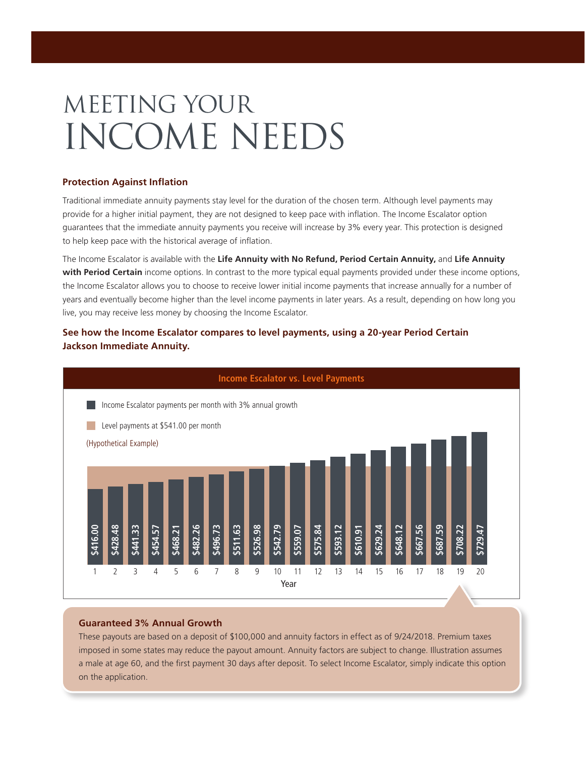# MEETING YOUR INCOME NEEDS

### Protection Against Inflation

Traditional immediate annuity payments stay level for the duration of the chosen term. Although level payments may provide for a higher initial payment, they are not designed to keep pace with inflation. The Income Escalator option guarantees that the immediate annuity payments you receive will increase by 3% every year. This protection is designed to help keep pace with the historical average of inflation.

The Income Escalator is available with the **Life Annuity with No Refund, Period Certain Annuity,** and **Life Annuity with Period Certain** income options. In contrast to the more typical equal payments provided under these income options, the Income Escalator allows you to choose to receive lower initial income payments that increase annually for a number of years and eventually become higher than the level income payments in later years. As a result, depending on how long you live, you may receive less money by choosing the Income Escalator.

**See how the Income Escalator compares to level payments, using a 20-year Period Certain Jackson Immediate Annuity.**

**Income Escalator vs. Level Payments**

Income Escalator payments per month with 3% annual growth

Level payments at $541.00 per month

(Hypothetical Example)

$416.00 $428.48 $441.33 $454.57 $468.21 $482.26 $496.73 $511.63 $526.98 $542.79 $559.07 $575.84 $593.12 $610.91 $629.24 $648.12 $667.56 $687.59 $708.22 $729.47

1 2 3 4 5 6 7 8 9 10 11 12 13 14 15 16 17 18 19 20

Year

**Guaranteed 3% Annual Growth**

These payouts are based on a deposit of $100,000 and annuity factors in effect as of 9/24/2018. Premium taxes imposed in some states may reduce the payout amount. Annuity factors are subject to change. Illustration assumes a male at age 60, and the first payment 30 days after deposit. To select Income Escalator, simply indicate this option on the application.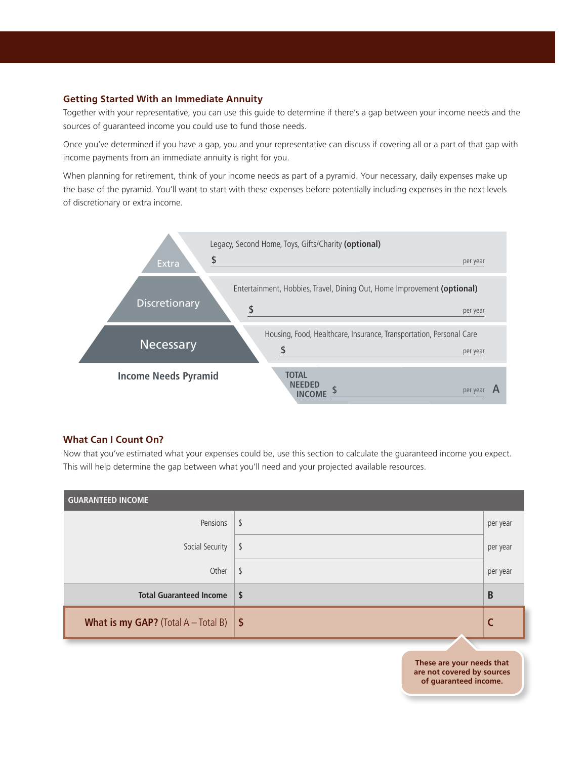## Getting Started With an Immediate Annuity

Together with your representative, you can use this guide to determine if there's a gap between your income needs and the sources of guaranteed income you could use to fund those needs.

Once you've determined if you have a gap, you and your representative can discuss if covering all or a part of that gap with income payments from an immediate annuity is right for you.

When planning for retirement, think of your income needs as part of a pyramid. Your necessary, daily expenses make up the base of the pyramid. You'll want to start with these expenses before potentially including expenses in the next levels of discretionary or extra income.

| | | |
|---|---|---|
| Extra | Legacy, Second Home, Toys, Gifts/Charity **(optional)** $ | per year |
| Discretionary | Entertainment, Hobbies, Travel, Dining Out, Home Improvement **(optional)** $ | per year |
| Necessary | Housing, Food, Healthcare, Insurance, Transportation, Personal Care $ | per year |
| **Income Needs Pyramid** | **TOTAL NEEDED INCOME** $ | per year **A** |

## What Can I Count On?

Now that you've estimated what your expenses could be, use this section to calculate the guaranteed income you expect. This will help determine the gap between what you'll need and your projected available resources.

| GUARANTEED INCOME | | |
|---|---|---|
| Pensions | $ | per year |
| Social Security | $ | per year |
| Other | $ | per year |
| **Total Guaranteed Income** | **$** | **B** |
| **What is my GAP?** (Total A – Total B) | **$** | **C** |

**These are your needs that are not covered by sources of guaranteed income.**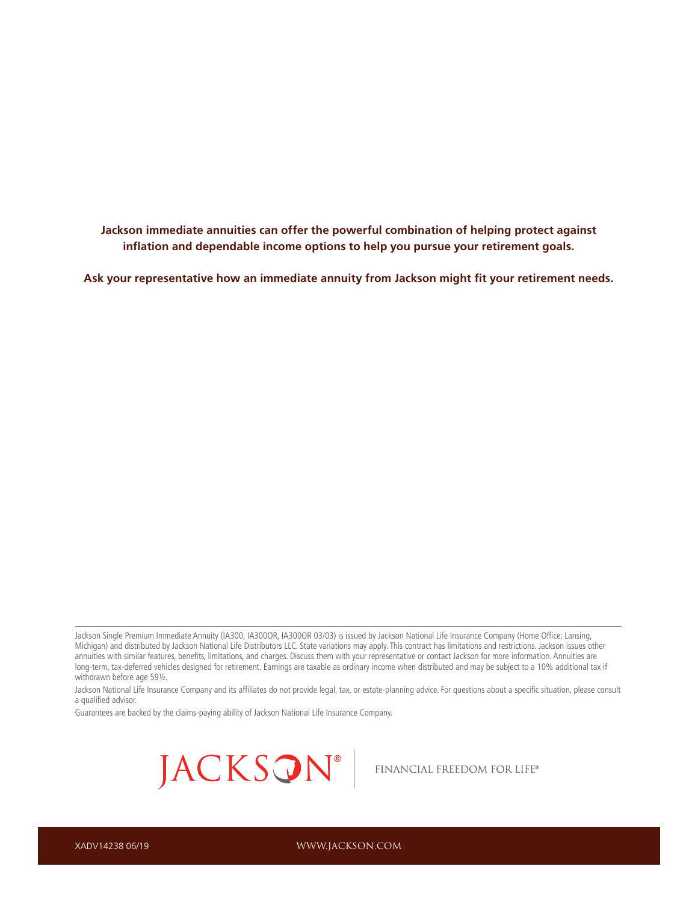**Jackson immediate annuities can offer the powerful combination of helping protect against inflation and dependable income options to help you pursue your retirement goals.**

**Ask your representative how an immediate annuity from Jackson might fit your retirement needs.**

---

Jackson Single Premium Immediate Annuity (IA300, IA300OR, IA300OR 03/03) is issued by Jackson National Life Insurance Company (Home Office: Lansing, Michigan) and distributed by Jackson National Life Distributors LLC. State variations may apply. This contract has limitations and restrictions. Jackson issues other annuities with similar features, benefits, limitations, and charges. Discuss them with your representative or contact Jackson for more information. Annuities are long-term, tax-deferred vehicles designed for retirement. Earnings are taxable as ordinary income when distributed and may be subject to a 10% additional tax if withdrawn before age 59½.

Jackson National Life Insurance Company and its affiliates do not provide legal, tax, or estate-planning advice. For questions about a specific situation, please consult a qualified advisor.

Guarantees are backed by the claims-paying ability of Jackson National Life Insurance Company.

JACKSON® | FINANCIAL FREEDOM FOR LIFE®

XADV14238 06/19 WWW.JACKSON.COM